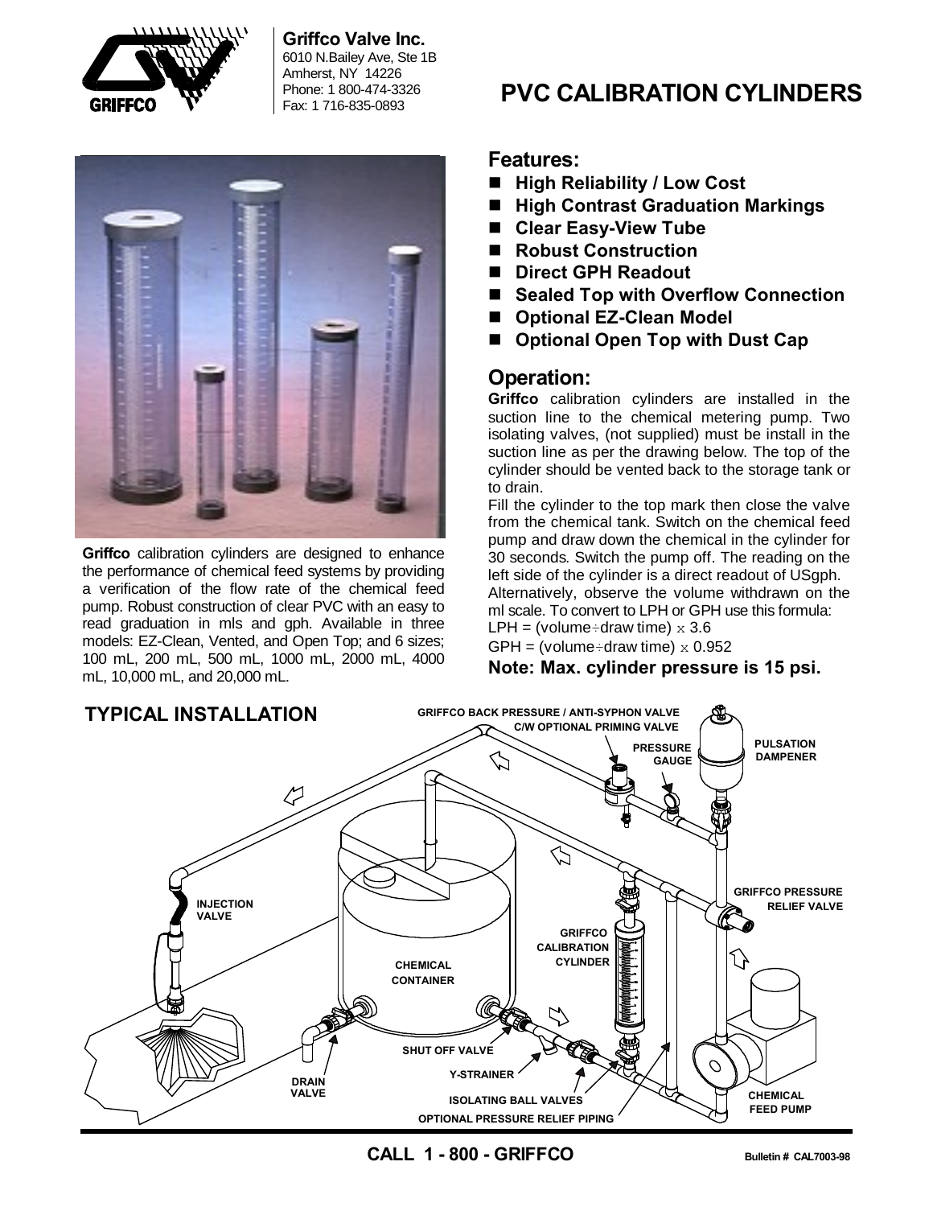**Griffco Valve Inc.**
6010 N.Bailey Ave, Ste 1B
Amherst, NY 14226
Phone: 1 800-474-3326
Fax: 1 716-835-0893

# PVC CALIBRATION CYLINDERS

**Griffco** calibration cylinders are designed to enhance the performance of chemical feed systems by providing a verification of the flow rate of the chemical feed pump. Robust construction of clear PVC with an easy to read graduation in mls and gph. Available in three models: EZ-Clean, Vented, and Open Top; and 6 sizes; 100 mL, 200 mL, 500 mL, 1000 mL, 2000 mL, 4000 mL, 10,000 mL, and 20,000 mL.

## Features:

- **High Reliability / Low Cost**
- **High Contrast Graduation Markings**
- **Clear Easy-View Tube**
- **Robust Construction**
- **Direct GPH Readout**
- **Sealed Top with Overflow Connection**
- **Optional EZ-Clean Model**
- **Optional Open Top with Dust Cap**

## Operation:

**Griffco** calibration cylinders are installed in the suction line to the chemical metering pump. Two isolating valves, (not supplied) must be install in the suction line as per the drawing below. The top of the cylinder should be vented back to the storage tank or to drain.

Fill the cylinder to the top mark then close the valve from the chemical tank. Switch on the chemical feed pump and draw down the chemical in the cylinder for 30 seconds. Switch the pump off. The reading on the left side of the cylinder is a direct readout of USgph.

Alternatively, observe the volume withdrawn on the ml scale. To convert to LPH or GPH use this formula:

LPH = (volume ÷ draw time) x 3.6

GPH = (volume ÷ draw time) x 0.952

**Note: Max. cylinder pressure is 15 psi.**

## TYPICAL INSTALLATION

GRIFFCO BACK PRESSURE / ANTI-SYPHON VALVE C/W OPTIONAL PRIMING VALVE

PRESSURE GAUGE

PULSATION DAMPENER

GRIFFCO PRESSURE RELIEF VALVE

INJECTION VALVE

GRIFFCO CALIBRATION CYLINDER

CHEMICAL CONTAINER

SHUT OFF VALVE

Y-STRAINER

DRAIN VALVE

ISOLATING BALL VALVES

OPTIONAL PRESSURE RELIEF PIPING

CHEMICAL FEED PUMP

**CALL 1 - 800 - GRIFFCO**

**Bulletin # CAL7003-98**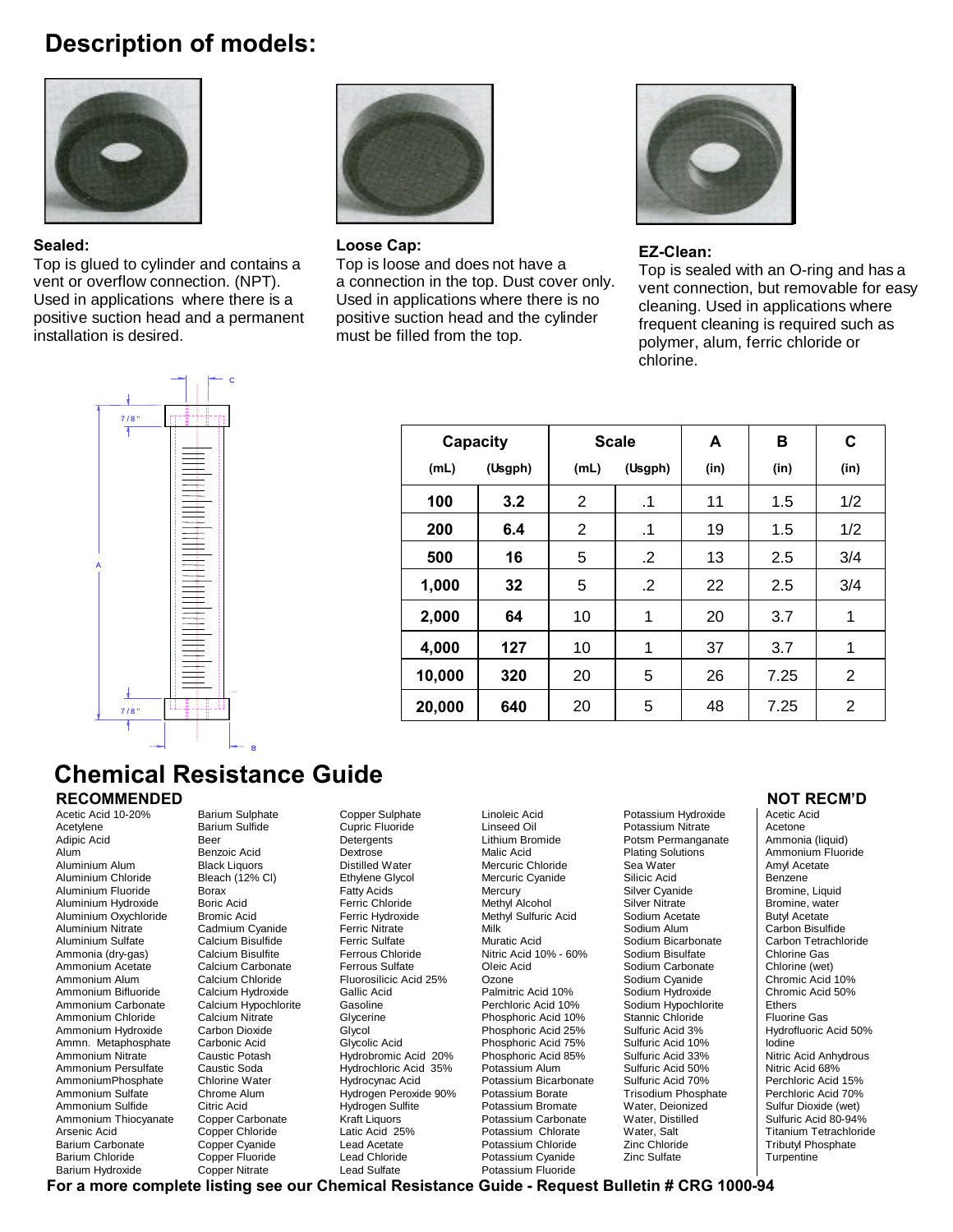# Description of models:

**Sealed:**
Top is glued to cylinder and contains a vent or overflow connection. (NPT). Used in applications where there is a positive suction head and a permanent installation is desired.

**Loose Cap:**
Top is loose and does not have a a connection in the top. Dust cover only. Used in applications where there is no positive suction head and the cylinder must be filled from the top.

**EZ-Clean:**
Top is sealed with an O-ring and has a vent connection, but removable for easy cleaning. Used in applications where frequent cleaning is required such as polymer, alum, ferric chloride or chlorine.

C

7/8"

A

7/8"

B

| Capacity | | Scale | | A | B | C |
|---|---|---|---|---|---|---|
| (mL) | (Usgph) | (mL) | (Usgph) | (in) | (in) | (in) |
| **100** | **3.2** | 2 | .1 | 11 | 1.5 | 1/2 |
| **200** | **6.4** | 2 | .1 | 19 | 1.5 | 1/2 |
| **500** | **16** | 5 | .2 | 13 | 2.5 | 3/4 |
| **1,000** | **32** | 5 | .2 | 22 | 2.5 | 3/4 |
| **2,000** | **64** | 10 | 1 | 20 | 3.7 | 1 |
| **4,000** | **127** | 10 | 1 | 37 | 3.7 | 1 |
| **10,000** | **320** | 20 | 5 | 26 | 7.25 | 2 |
| **20,000** | **640** | 20 | 5 | 48 | 7.25 | 2 |

# Chemical Resistance Guide

## RECOMMENDED

Acetic Acid 10-20%
Acetylene
Adipic Acid
Alum
Aluminium Alum
Aluminium Chloride
Aluminium Fluoride
Aluminium Hydroxide
Aluminium Oxychloride
Aluminium Nitrate
Aluminium Sulfate
Ammonia (dry-gas)
Ammonium Acetate
Ammonium Alum
Ammonium Bifluoride
Ammonium Carbonate
Ammonium Chloride
Ammonium Hydroxide
Ammn. Metaphosphate
Ammonium Nitrate
Ammonium Persulfate
AmmoniumPhosphate
Ammonium Sulfate
Ammonium Sulfide
Ammonium Thiocyanate
Arsenic Acid
Barium Carbonate
Barium Chloride
Barium Hydroxide
Barium Sulphate
Barium Sulfide
Beer
Benzoic Acid
Black Liquors
Bleach (12% Cl)
Borax
Boric Acid
Bromic Acid
Cadmium Cyanide
Calcium Bisulfide
Calcium Bisulfite
Calcium Carbonate
Calcium Chloride
Calcium Hydroxide
Calcium Hypochlorite
Calcium Nitrate
Carbon Dioxide
Carbonic Acid
Caustic Potash
Caustic Soda
Chlorine Water
Chrome Alum
Citric Acid
Copper Carbonate
Copper Chloride
Copper Cyanide
Copper Fluoride
Copper Nitrate
Copper Sulphate
Cupric Fluoride
Detergents
Dextrose
Distilled Water
Ethylene Glycol
Fatty Acids
Ferric Chloride
Ferric Hydroxide
Ferric Nitrate
Ferric Sulfate
Ferrous Chloride
Ferrous Sulfate
Fluorosilicic Acid 25%
Gallic Acid
Gasoline
Glycerine
Glycol
Glycolic Acid
Hydrobromic Acid 20%
Hydrochloric Acid 35%
Hydrocynac Acid
Hydrogen Peroxide 90%
Hydrogen Sulfite
Kraft Liquors
Latic Acid 25%
Lead Acetate
Lead Chloride
Lead Sulfate
Linoleic Acid
Linseed Oil
Lithium Bromide
Malic Acid
Mercuric Chloride
Mercuric Cyanide
Mercury
Methyl Alcohol
Methyl Sulfuric Acid
Milk
Muratic Acid
Nitric Acid 10% - 60%
Oleic Acid
Ozone
Palmitric Acid 10%
Perchloric Acid 10%
Phosphoric Acid 10%
Phosphoric Acid 25%
Phosphoric Acid 75%
Phosphoric Acid 85%
Potassium Alum
Potassium Bicarbonate
Potassium Borate
Potassium Bromate
Potassium Carbonate
Potassium Chlorate
Potassium Chloride
Potassium Cyanide
Potassium Fluoride
Potassium Hydroxide
Potassium Nitrate
Potsm Permanganate
Plating Solutions
Sea Water
Silicic Acid
Silver Cyanide
Silver Nitrate
Sodium Acetate
Sodium Alum
Sodium Bicarbonate
Sodium Bisulfate
Sodium Carbonate
Sodium Cyanide
Sodium Hydroxide
Sodium Hypochlorite
Stannic Chloride
Sulfuric Acid 3%
Sulfuric Acid 10%
Sulfuric Acid 33%
Sulfuric Acid 50%
Sulfuric Acid 70%
Trisodium Phosphate
Water, Deionized
Water, Distilled
Water, Salt
Zinc Chloride
Zinc Sulfate

## NOT RECM'D

Acetic Acid
Acetone
Ammonia (liquid)
Ammonium Fluoride
Amyl Acetate
Benzene
Bromine, Liquid
Bromine, water
Butyl Acetate
Carbon Bisulfide
Carbon Tetrachloride
Chlorine Gas
Chlorine (wet)
Chromic Acid 10%
Chromic Acid 50%
Ethers
Fluorine Gas
Hydrofluoric Acid 50%
Iodine
Nitric Acid Anhydrous
Nitric Acid 68%
Perchloric Acid 15%
Perchloric Acid 70%
Sulfur Dioxide (wet)
Sulfuric Acid 80-94%
Titanium Tetrachloride
Tributyl Phosphate
Turpentine

**For a more complete listing see our Chemical Resistance Guide - Request Bulletin # CRG 1000-94**